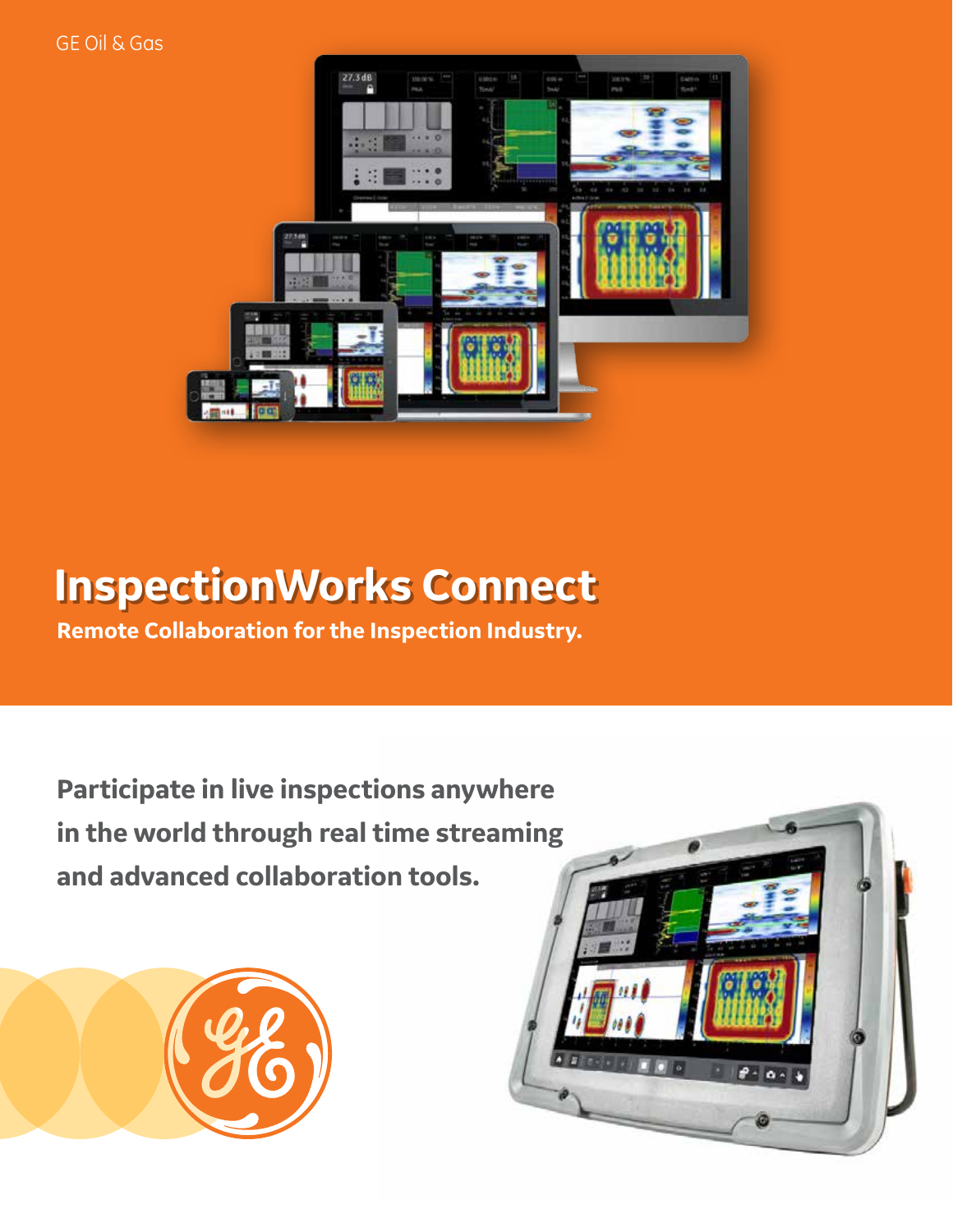GE Oil & Gas

# InspectionWorks Connect

**Remote Collaboration for the Inspection Industry.**

**Participate in live inspections anywhere in the world through real time streaming and advanced collaboration tools.**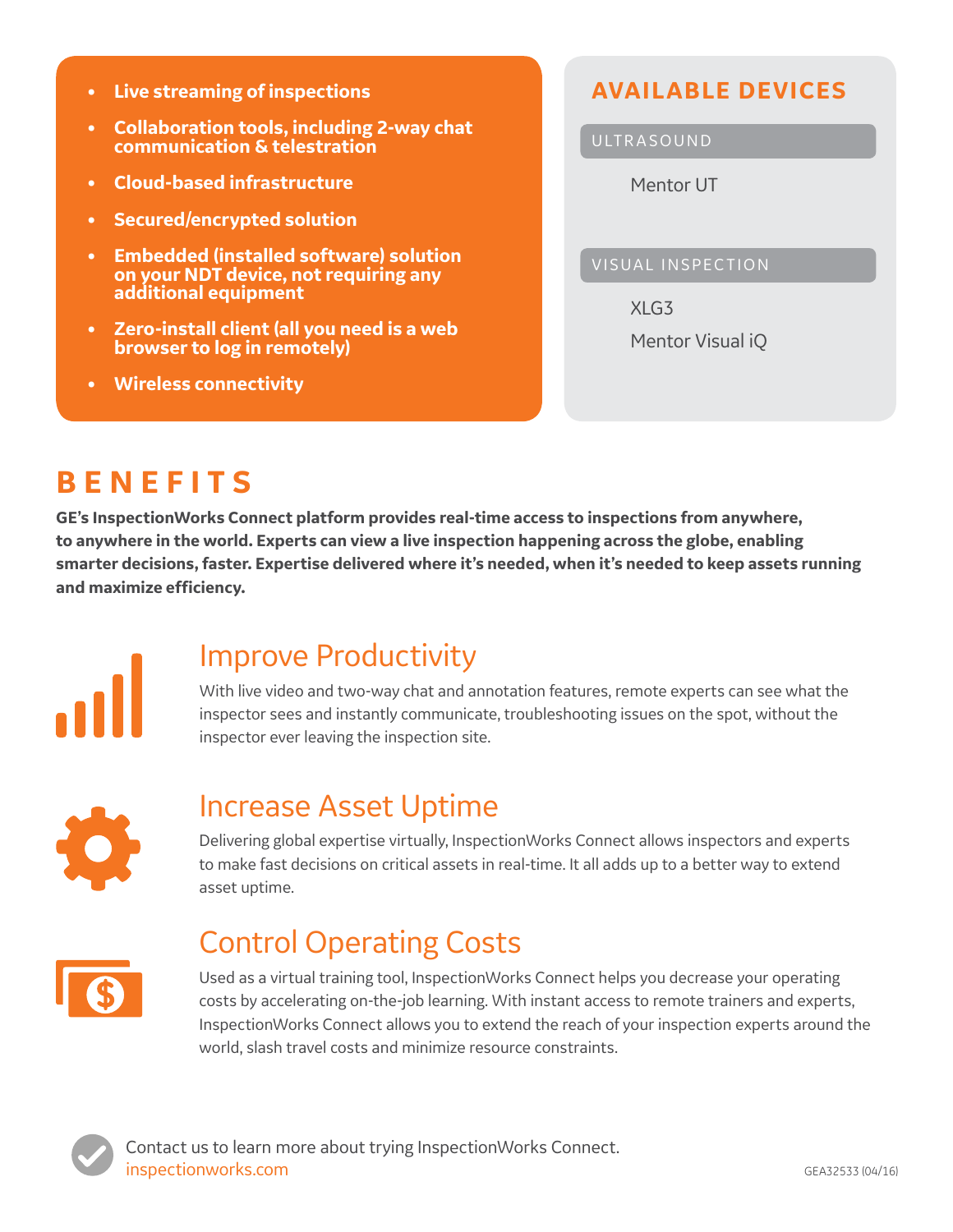- **Live streaming of inspections**
- **Collaboration tools, including 2-way chat communication & telestration**
- **Cloud-based infrastructure**
- **Secured/encrypted solution**
- **Embedded (installed software) solution on your NDT device, not requiring any additional equipment**
- **Zero-install client (all you need is a web browser to log in remotely)**
- **Wireless connectivity**

## AVAILABLE DEVICES

### ULTRASOUND

Mentor UT

### VISUAL INSPECTION

XLG3

Mentor Visual iQ

# BENEFITS

**GE's InspectionWorks Connect platform provides real-time access to inspections from anywhere, to anywhere in the world. Experts can view a live inspection happening across the globe, enabling smarter decisions, faster. Expertise delivered where it's needed, when it's needed to keep assets running and maximize efficiency.**

## Improve Productivity

With live video and two-way chat and annotation features, remote experts can see what the inspector sees and instantly communicate, troubleshooting issues on the spot, without the inspector ever leaving the inspection site.

## Increase Asset Uptime

Delivering global expertise virtually, InspectionWorks Connect allows inspectors and experts to make fast decisions on critical assets in real-time. It all adds up to a better way to extend asset uptime.

## Control Operating Costs

Used as a virtual training tool, InspectionWorks Connect helps you decrease your operating costs by accelerating on-the-job learning. With instant access to remote trainers and experts, InspectionWorks Connect allows you to extend the reach of your inspection experts around the world, slash travel costs and minimize resource constraints.

Contact us to learn more about trying InspectionWorks Connect.
inspectionworks.com

GEA32533 (04/16)